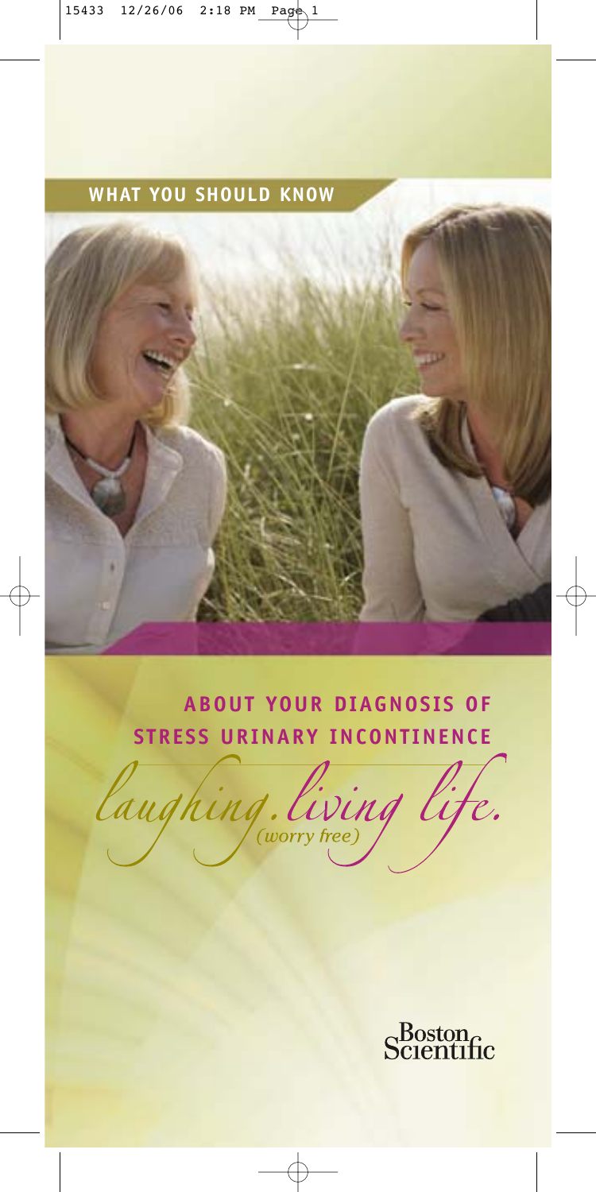**WHAT YOU SHOULD KNOW**

# ABOUT YOUR DIAGNOSIS OF STRESS URINARY INCONTINENCE

*laughing. living life.*
*(worry free)*

Boston Scientific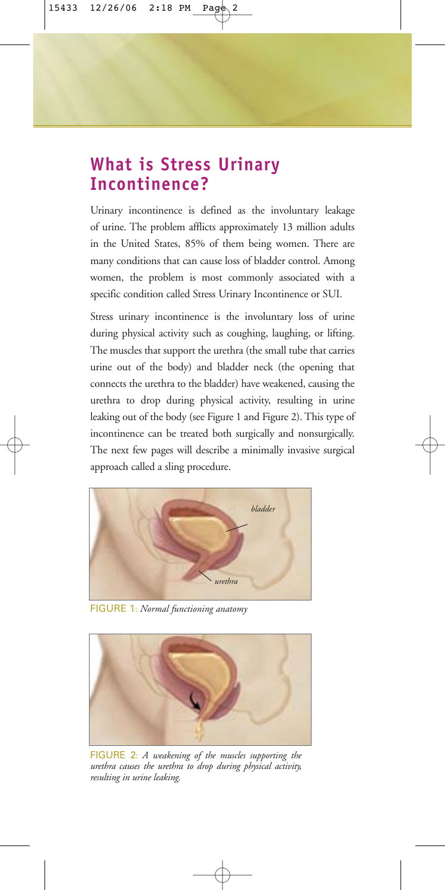## What is Stress Urinary Incontinence?

Urinary incontinence is defined as the involuntary leakage of urine. The problem afflicts approximately 13 million adults in the United States, 85% of them being women. There are many conditions that can cause loss of bladder control. Among women, the problem is most commonly associated with a specific condition called Stress Urinary Incontinence or SUI.

Stress urinary incontinence is the involuntary loss of urine during physical activity such as coughing, laughing, or lifting. The muscles that support the urethra (the small tube that carries urine out of the body) and bladder neck (the opening that connects the urethra to the bladder) have weakened, causing the urethra to drop during physical activity, resulting in urine leaking out of the body (see Figure 1 and Figure 2). This type of incontinence can be treated both surgically and nonsurgically. The next few pages will describe a minimally invasive surgical approach called a sling procedure.

FIGURE 1: *Normal functioning anatomy*

FIGURE 2: *A weakening of the muscles supporting the urethra causes the urethra to drop during physical activity, resulting in urine leaking.*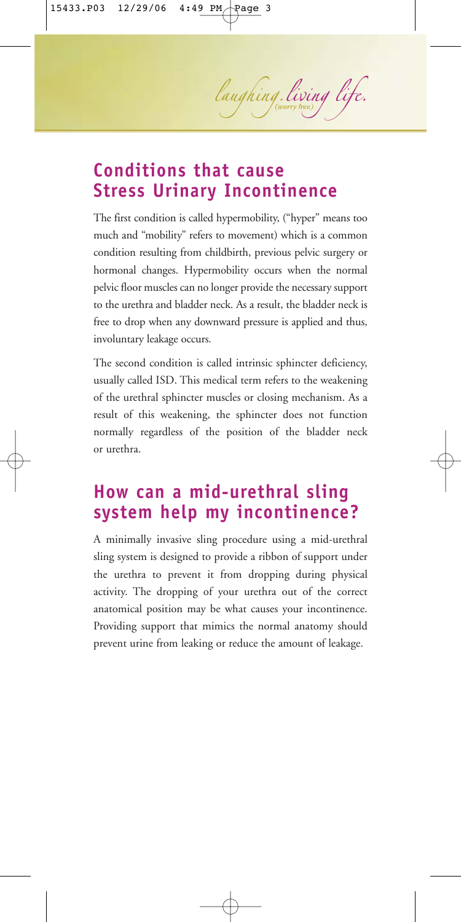## Conditions that cause Stress Urinary Incontinence

The first condition is called hypermobility, ("hyper" means too much and "mobility" refers to movement) which is a common condition resulting from childbirth, previous pelvic surgery or hormonal changes. Hypermobility occurs when the normal pelvic floor muscles can no longer provide the necessary support to the urethra and bladder neck. As a result, the bladder neck is free to drop when any downward pressure is applied and thus, involuntary leakage occurs.

The second condition is called intrinsic sphincter deficiency, usually called ISD. This medical term refers to the weakening of the urethral sphincter muscles or closing mechanism. As a result of this weakening, the sphincter does not function normally regardless of the position of the bladder neck or urethra.

## How can a mid-urethral sling system help my incontinence?

A minimally invasive sling procedure using a mid-urethral sling system is designed to provide a ribbon of support under the urethra to prevent it from dropping during physical activity. The dropping of your urethra out of the correct anatomical position may be what causes your incontinence. Providing support that mimics the normal anatomy should prevent urine from leaking or reduce the amount of leakage.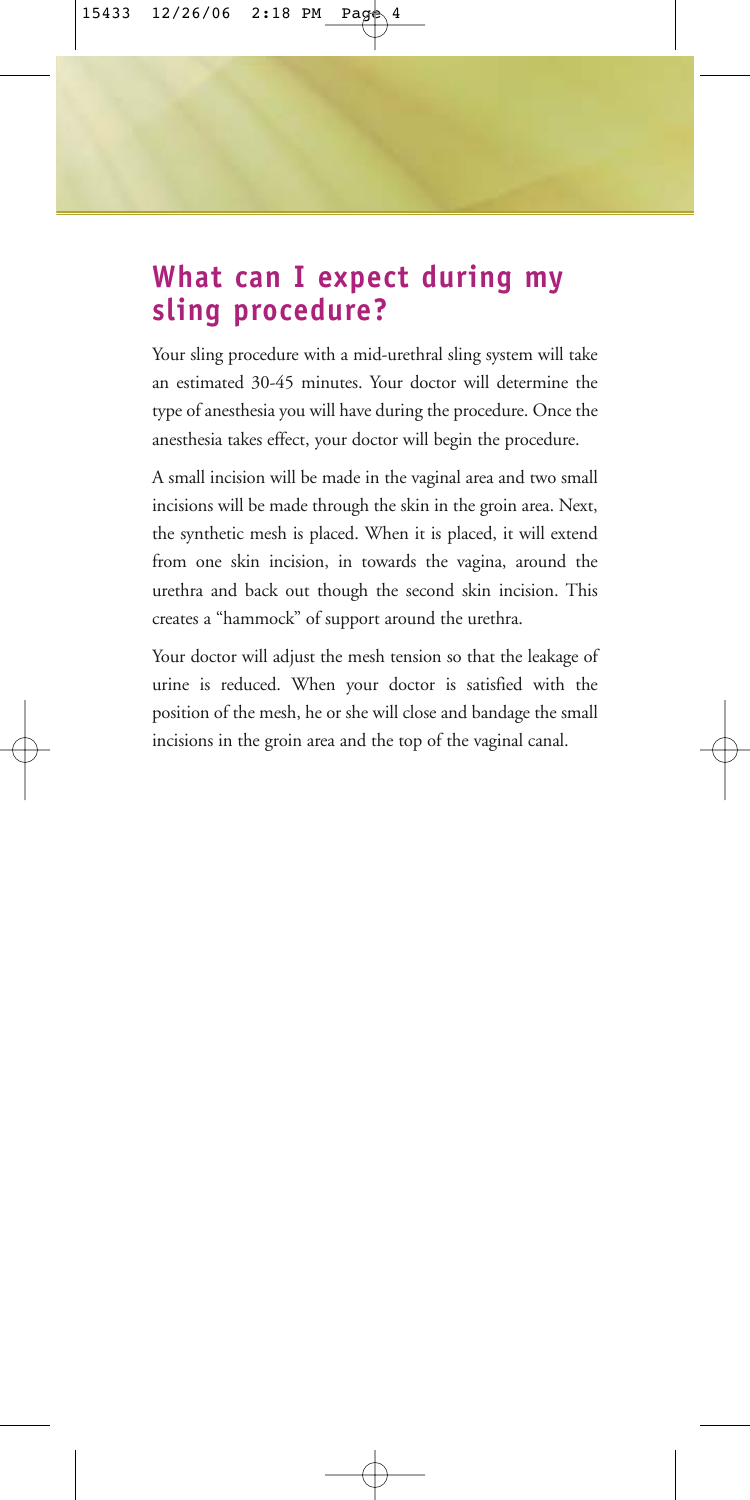## What can I expect during my sling procedure?

Your sling procedure with a mid-urethral sling system will take an estimated 30-45 minutes. Your doctor will determine the type of anesthesia you will have during the procedure. Once the anesthesia takes effect, your doctor will begin the procedure.

A small incision will be made in the vaginal area and two small incisions will be made through the skin in the groin area. Next, the synthetic mesh is placed. When it is placed, it will extend from one skin incision, in towards the vagina, around the urethra and back out though the second skin incision. This creates a "hammock" of support around the urethra.

Your doctor will adjust the mesh tension so that the leakage of urine is reduced. When your doctor is satisfied with the position of the mesh, he or she will close and bandage the small incisions in the groin area and the top of the vaginal canal.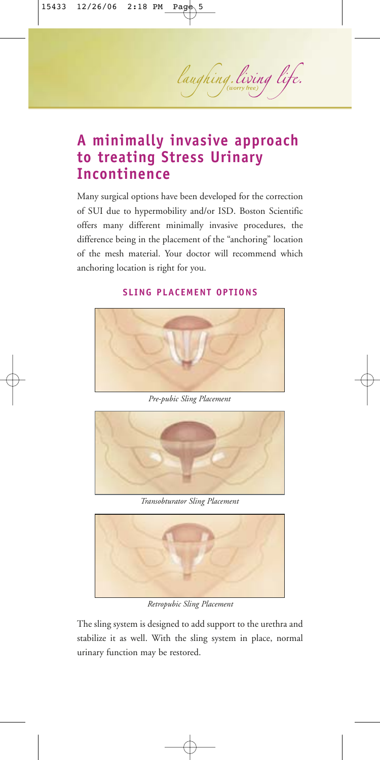# A minimally invasive approach to treating Stress Urinary Incontinence

Many surgical options have been developed for the correction of SUI due to hypermobility and/or ISD. Boston Scientific offers many different minimally invasive procedures, the difference being in the placement of the "anchoring" location of the mesh material. Your doctor will recommend which anchoring location is right for you.

### SLING PLACEMENT OPTIONS

*Pre-pubic Sling Placement*

*Transobturator Sling Placement*

*Retropubic Sling Placement*

The sling system is designed to add support to the urethra and stabilize it as well. With the sling system in place, normal urinary function may be restored.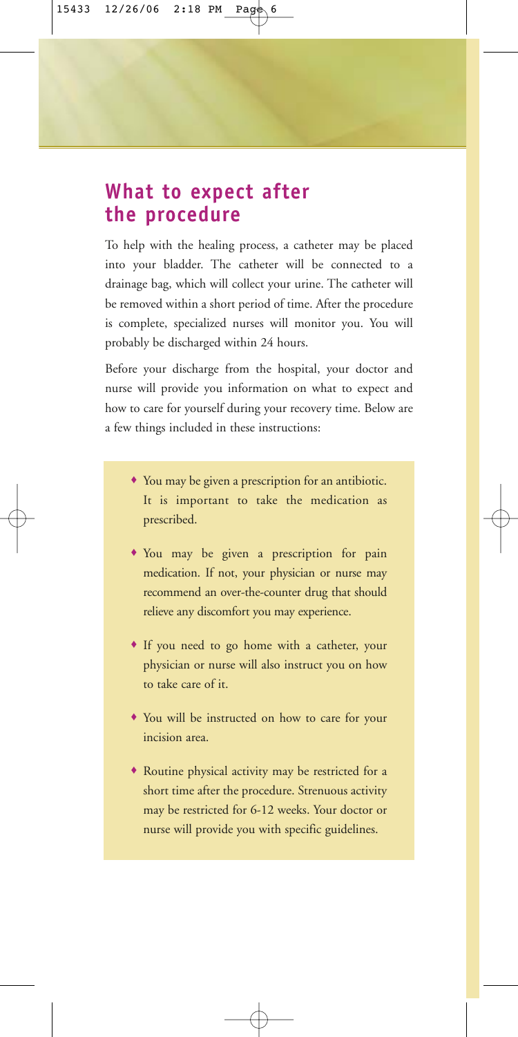## What to expect after the procedure

To help with the healing process, a catheter may be placed into your bladder. The catheter will be connected to a drainage bag, which will collect your urine. The catheter will be removed within a short period of time. After the procedure is complete, specialized nurses will monitor you. You will probably be discharged within 24 hours.

Before your discharge from the hospital, your doctor and nurse will provide you information on what to expect and how to care for yourself during your recovery time. Below are a few things included in these instructions:

- You may be given a prescription for an antibiotic. It is important to take the medication as prescribed.
- You may be given a prescription for pain medication. If not, your physician or nurse may recommend an over-the-counter drug that should relieve any discomfort you may experience.
- If you need to go home with a catheter, your physician or nurse will also instruct you on how to take care of it.
- You will be instructed on how to care for your incision area.
- Routine physical activity may be restricted for a short time after the procedure. Strenuous activity may be restricted for 6-12 weeks. Your doctor or nurse will provide you with specific guidelines.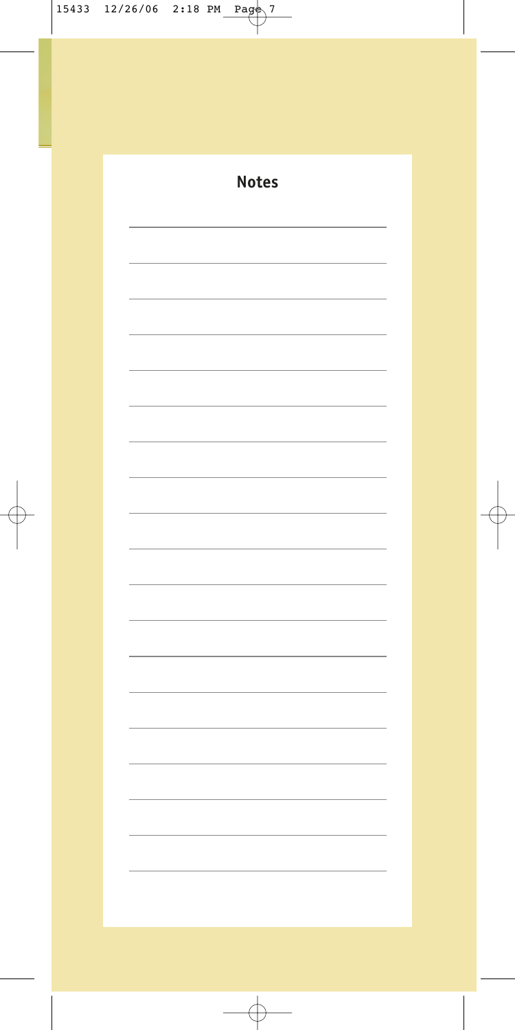## Notes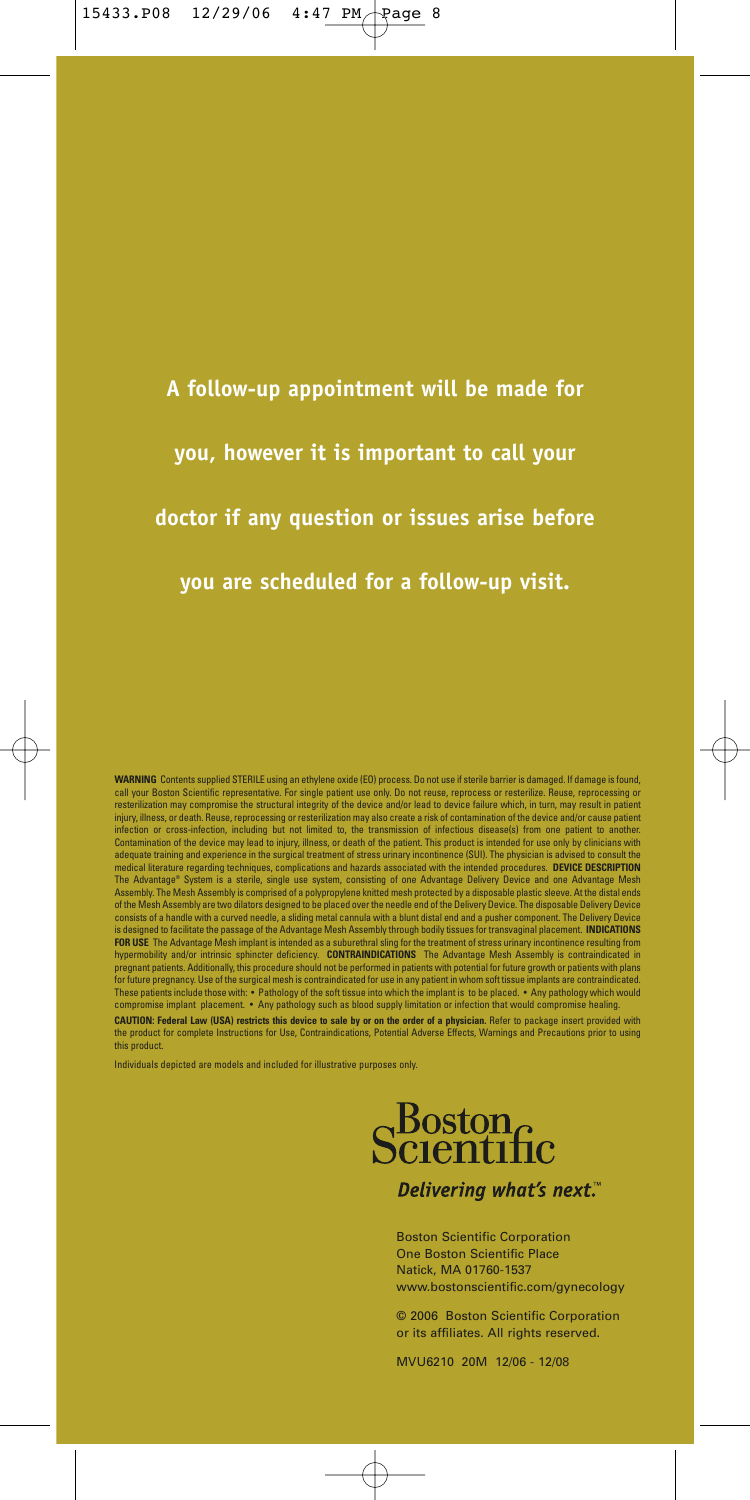**A follow-up appointment will be made for you, however it is important to call your doctor if any question or issues arise before you are scheduled for a follow-up visit.**

**WARNING** Contents supplied STERILE using an ethylene oxide (EO) process. Do not use if sterile barrier is damaged. If damage is found, call your Boston Scientific representative. For single patient use only. Do not reuse, reprocess or resterilize. Reuse, reprocessing or resterilization may compromise the structural integrity of the device and/or lead to device failure which, in turn, may result in patient injury, illness, or death. Reuse, reprocessing or resterilization may also create a risk of contamination of the device and/or cause patient infection or cross-infection, including but not limited to, the transmission of infectious disease(s) from one patient to another. Contamination of the device may lead to injury, illness, or death of the patient. This product is intended for use only by clinicians with adequate training and experience in the surgical treatment of stress urinary incontinence (SUI). The physician is advised to consult the medical literature regarding techniques, complications and hazards associated with the intended procedures. **DEVICE DESCRIPTION** The Advantage® System is a sterile, single use system, consisting of one Advantage Delivery Device and one Advantage Mesh Assembly. The Mesh Assembly is comprised of a polypropylene knitted mesh protected by a disposable plastic sleeve. At the distal ends of the Mesh Assembly are two dilators designed to be placed over the needle end of the Delivery Device. The disposable Delivery Device consists of a handle with a curved needle, a sliding metal cannula with a blunt distal end and a pusher component. The Delivery Device is designed to facilitate the passage of the Advantage Mesh Assembly through bodily tissues for transvaginal placement. **INDICATIONS FOR USE** The Advantage Mesh implant is intended as a suburethral sling for the treatment of stress urinary incontinence resulting from hypermobility and/or intrinsic sphincter deficiency. **CONTRAINDICATIONS** The Advantage Mesh Assembly is contraindicated in pregnant patients. Additionally, this procedure should not be performed in patients with potential for future growth or patients with plans for future pregnancy. Use of the surgical mesh is contraindicated for use in any patient in whom soft tissue implants are contraindicated. These patients include those with: • Pathology of the soft tissue into which the implant is to be placed. • Any pathology which would compromise implant placement. • Any pathology such as blood supply limitation or infection that would compromise healing.

**CAUTION: Federal Law (USA) restricts this device to sale by or on the order of a physician.** Refer to package insert provided with the product for complete Instructions for Use, Contraindications, Potential Adverse Effects, Warnings and Precautions prior to using this product.

Individuals depicted are models and included for illustrative purposes only.

Boston Scientific

*Delivering what's next.*™

Boston Scientific Corporation
One Boston Scientific Place
Natick, MA 01760-1537
www.bostonscientific.com/gynecology

© 2006 Boston Scientific Corporation or its affiliates. All rights reserved.

MVU6210 20M 12/06 - 12/08